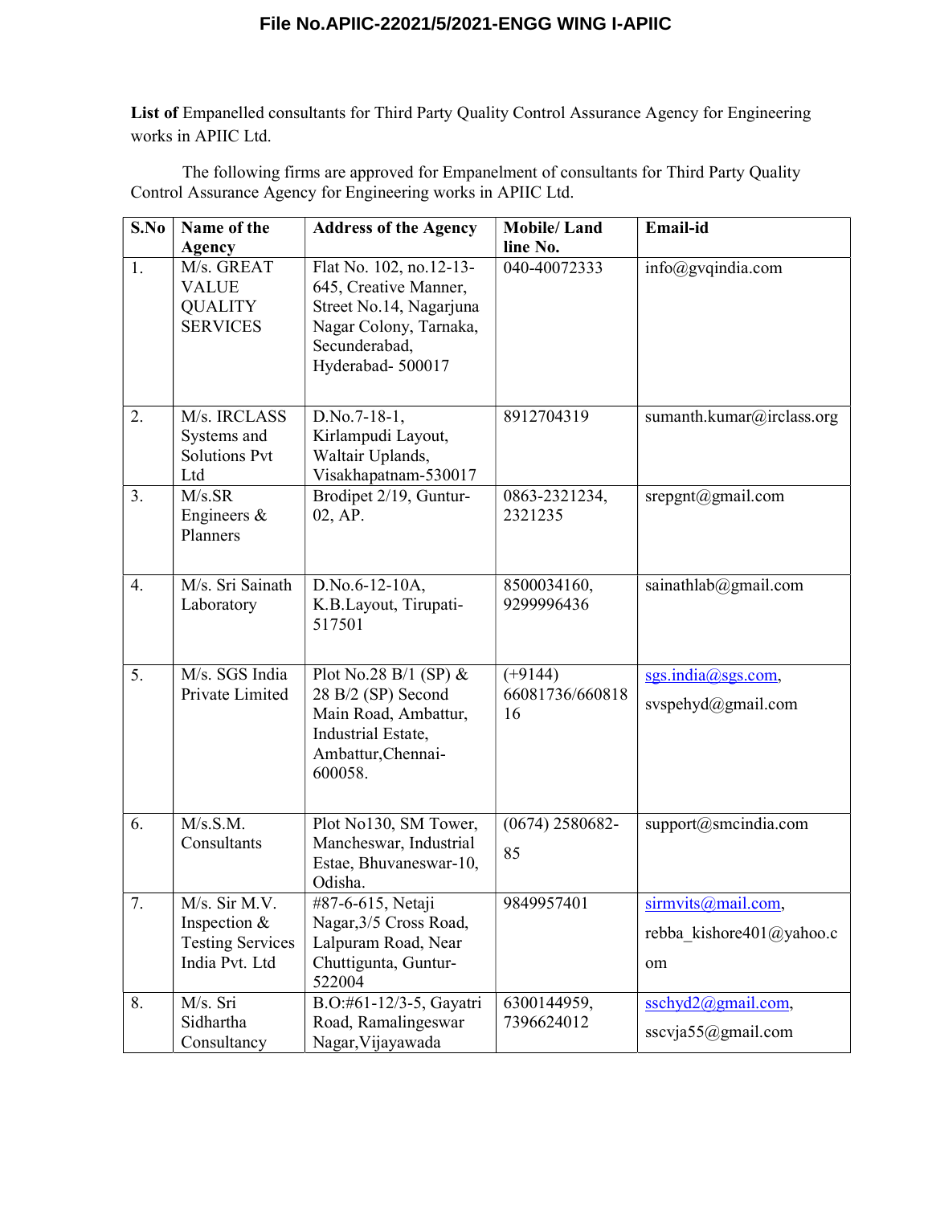**File No.APIIC-22021/5/2021-ENGG WING I-APIIC**

**List of** Empanelled consultants for Third Party Quality Control Assurance Agency for Engineering works in APIIC Ltd.

The following firms are approved for Empanelment of consultants for Third Party Quality Control Assurance Agency for Engineering works in APIIC Ltd.

| S.No | Name of the Agency | Address of the Agency | Mobile/ Land line No. | Email-id |
|---|---|---|---|---|
| 1. | M/s. GREAT VALUE QUALITY SERVICES | Flat No. 102, no.12-13-645, Creative Manner, Street No.14, Nagarjuna Nagar Colony, Tarnaka, Secunderabad, Hyderabad- 500017 | 040-40072333 | info@gvqindia.com |
| 2. | M/s. IRCLASS Systems and Solutions Pvt Ltd | D.No.7-18-1, Kirlampudi Layout, Waltair Uplands, Visakhapatnam-530017 | 8912704319 | sumanth.kumar@irclass.org |
| 3. | M/s.SR Engineers & Planners | Brodipet 2/19, Guntur-02, AP. | 0863-2321234, 2321235 | srepgnt@gmail.com |
| 4. | M/s. Sri Sainath Laboratory | D.No.6-12-10A, K.B.Layout, Tirupati-517501 | 8500034160, 9299996436 | sainathlab@gmail.com |
| 5. | M/s. SGS India Private Limited | Plot No.28 B/1 (SP) & 28 B/2 (SP) Second Main Road, Ambattur, Industrial Estate, Ambattur,Chennai-600058. | (+9144) 66081736/66081816 | sgs.india@sgs.com, svspehyd@gmail.com |
| 6. | M/s.S.M. Consultants | Plot No130, SM Tower, Mancheswar, Industrial Estae, Bhuvaneswar-10, Odisha. | (0674) 2580682-85 | support@smcindia.com |
| 7. | M/s. Sir M.V. Inspection & Testing Services India Pvt. Ltd | #87-6-615, Netaji Nagar,3/5 Cross Road, Lalpuram Road, Near Chuttigunta, Guntur-522004 | 9849957401 | sirmvits@mail.com, rebba_kishore401@yahoo.com |
| 8. | M/s. Sri Sidhartha Consultancy | B.O:#61-12/3-5, Gayatri Road, Ramalingeswar Nagar,Vijayawada | 6300144959, 7396624012 | sschyd2@gmail.com, sscvja55@gmail.com |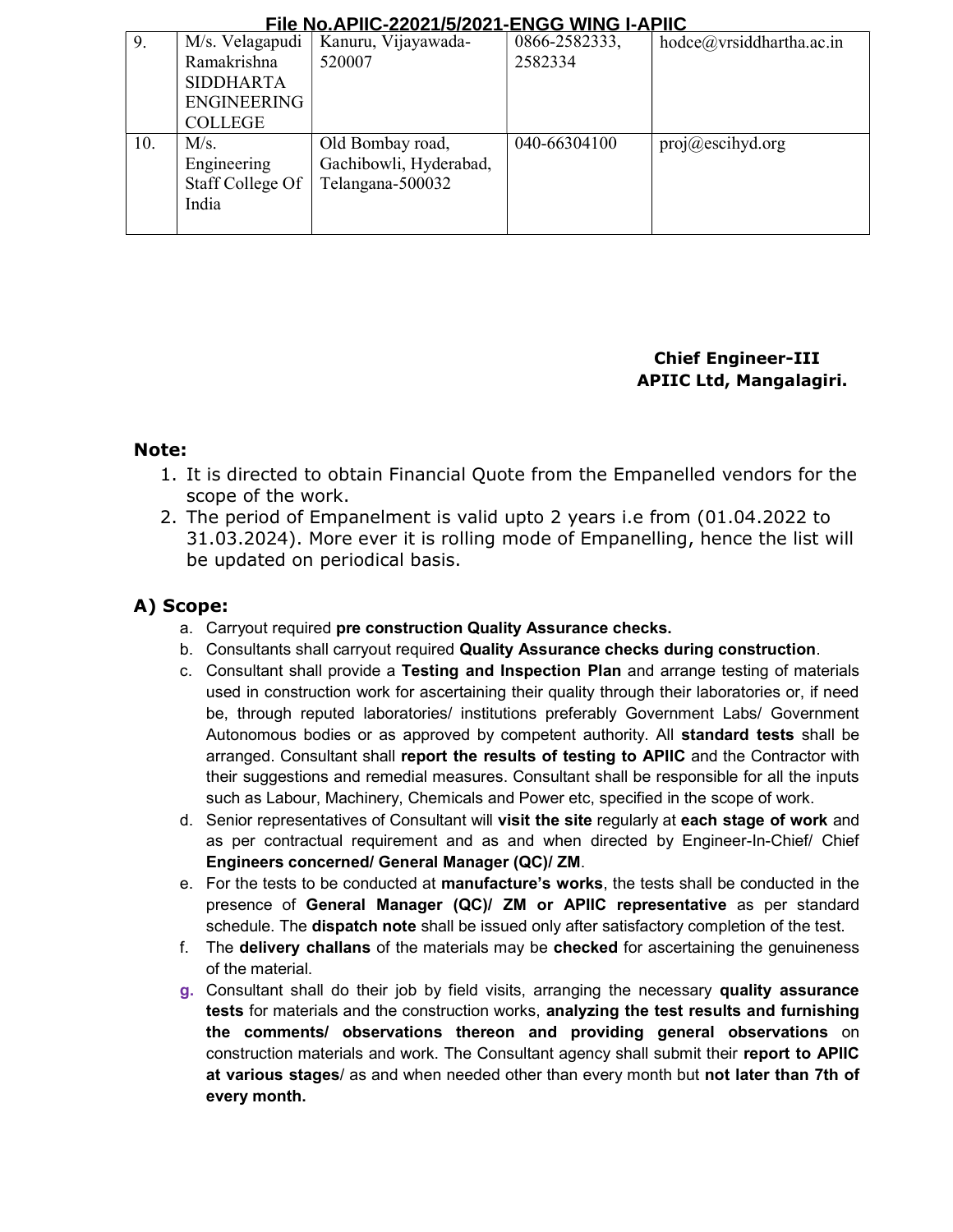| 9. | M/s. Velagapudi Ramakrishna SIDDHARTA ENGINEERING COLLEGE | Kanuru, Vijayawada-520007 | 0866-2582333, 2582334 | hodce@vrsiddhartha.ac.in |
|---|---|---|---|---|
| 10. | M/s. Engineering Staff College Of India | Old Bombay road, Gachibowli, Hyderabad, Telangana-500032 | 040-66304100 | proj@escihyd.org |

**Chief Engineer-III**
**APIIC Ltd, Mangalagiri.**

## Note:

1. It is directed to obtain Financial Quote from the Empanelled vendors for the scope of the work.
2. The period of Empanelment is valid upto 2 years i.e from (01.04.2022 to 31.03.2024). More ever it is rolling mode of Empanelling, hence the list will be updated on periodical basis.

## A) Scope:

a. Carryout required **pre construction Quality Assurance checks.**

b. Consultants shall carryout required **Quality Assurance checks during construction**.

c. Consultant shall provide a **Testing and Inspection Plan** and arrange testing of materials used in construction work for ascertaining their quality through their laboratories or, if need be, through reputed laboratories/ institutions preferably Government Labs/ Government Autonomous bodies or as approved by competent authority. All **standard tests** shall be arranged. Consultant shall **report the results of testing to APIIC** and the Contractor with their suggestions and remedial measures. Consultant shall be responsible for all the inputs such as Labour, Machinery, Chemicals and Power etc, specified in the scope of work.

d. Senior representatives of Consultant will **visit the site** regularly at **each stage of work** and as per contractual requirement and as and when directed by Engineer-In-Chief/ Chief **Engineers concerned/ General Manager (QC)/ ZM**.

e. For the tests to be conducted at **manufacture's works**, the tests shall be conducted in the presence of **General Manager (QC)/ ZM or APIIC representative** as per standard schedule. The **dispatch note** shall be issued only after satisfactory completion of the test.

f. The **delivery challans** of the materials may be **checked** for ascertaining the genuineness of the material.

g. Consultant shall do their job by field visits, arranging the necessary **quality assurance tests** for materials and the construction works, **analyzing the test results and furnishing the comments/ observations thereon and providing general observations** on construction materials and work. The Consultant agency shall submit their **report to APIIC at various stages**/ as and when needed other than every month but **not later than 7th of every month.**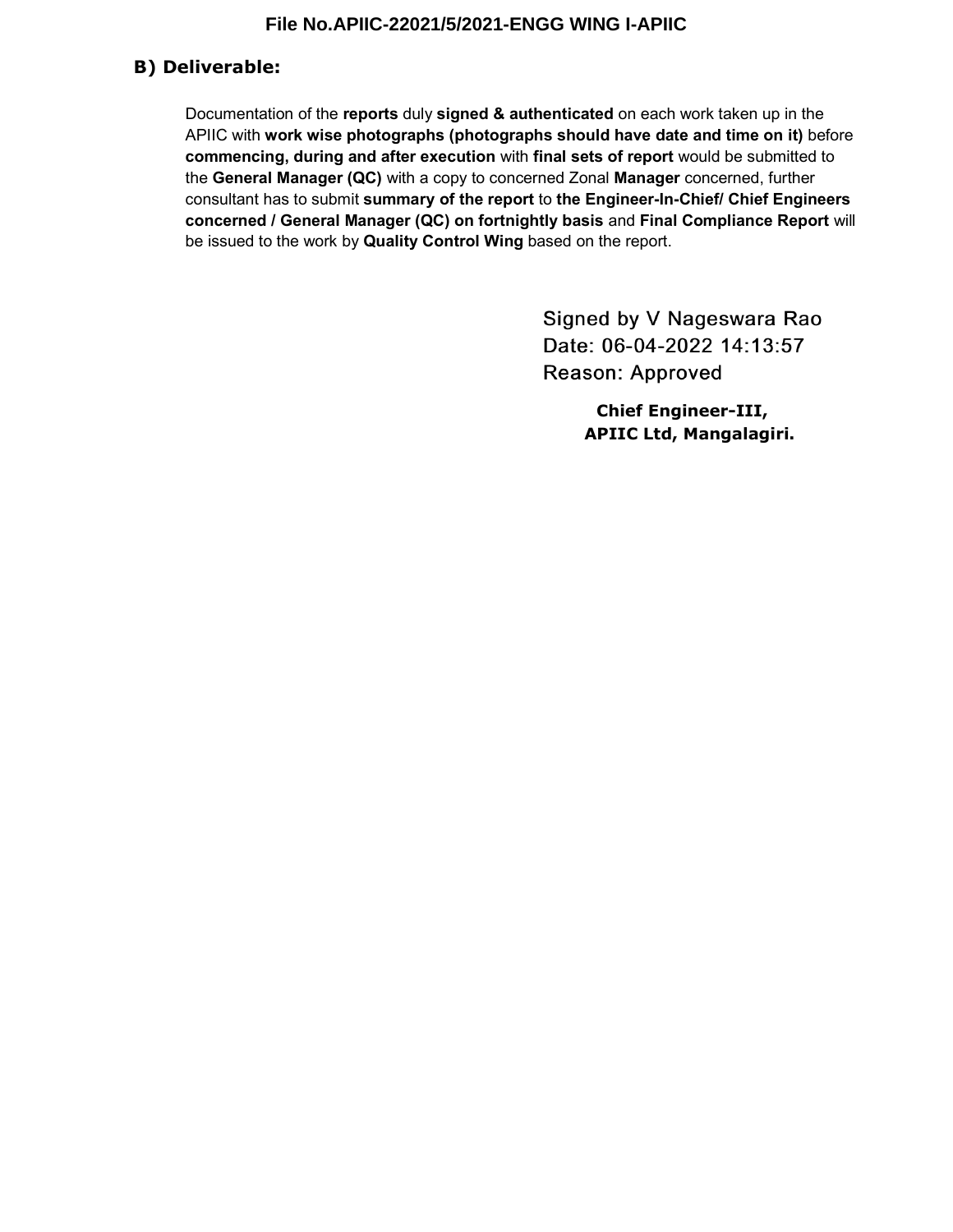## B) Deliverable:

Documentation of the **reports** duly **signed & authenticated** on each work taken up in the APIIC with **work wise photographs (photographs should have date and time on it)** before **commencing, during and after execution** with **final sets of report** would be submitted to the **General Manager (QC)** with a copy to concerned Zonal **Manager** concerned, further consultant has to submit **summary of the report** to **the Engineer-In-Chief/ Chief Engineers concerned / General Manager (QC) on fortnightly basis** and **Final Compliance Report** will be issued to the work by **Quality Control Wing** based on the report.

Signed by V Nageswara Rao
Date: 06-04-2022 14:13:57
Reason: Approved

**Chief Engineer-III,**
**APIIC Ltd, Mangalagiri.**